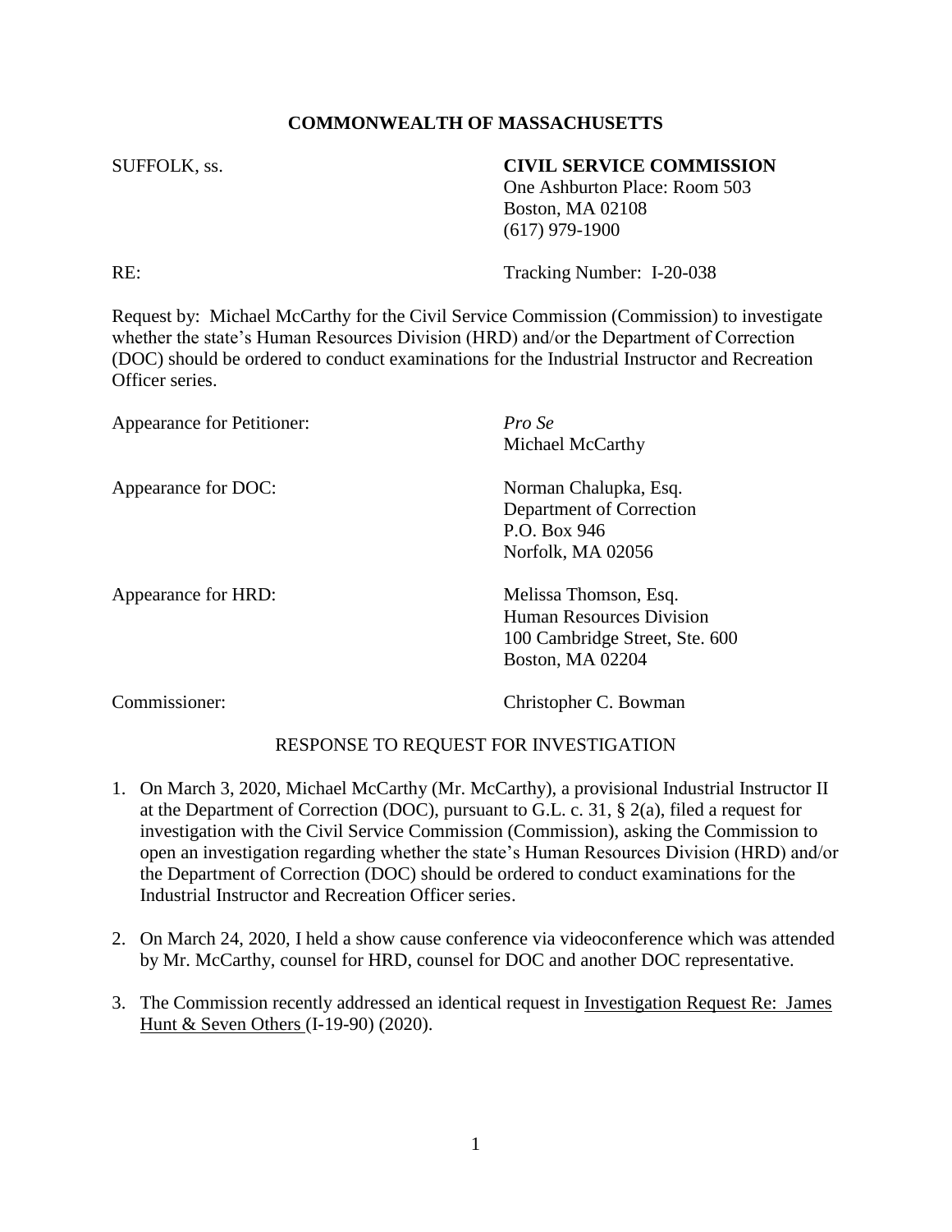**COMMONWEALTH OF MASSACHUSETTS**

SUFFOLK, ss.

**CIVIL SERVICE COMMISSION**
One Ashburton Place: Room 503
Boston, MA 02108
(617) 979-1900

RE: Tracking Number: I-20-038

Request by: Michael McCarthy for the Civil Service Commission (Commission) to investigate whether the state's Human Resources Division (HRD) and/or the Department of Correction (DOC) should be ordered to conduct examinations for the Industrial Instructor and Recreation Officer series.

Appearance for Petitioner: *Pro Se*
Michael McCarthy

Appearance for DOC: Norman Chalupka, Esq.
Department of Correction
P.O. Box 946
Norfolk, MA 02056

Appearance for HRD: Melissa Thomson, Esq.
Human Resources Division
100 Cambridge Street, Ste. 600
Boston, MA 02204

Commissioner: Christopher C. Bowman

RESPONSE TO REQUEST FOR INVESTIGATION

1. On March 3, 2020, Michael McCarthy (Mr. McCarthy), a provisional Industrial Instructor II at the Department of Correction (DOC), pursuant to G.L. c. 31, § 2(a), filed a request for investigation with the Civil Service Commission (Commission), asking the Commission to open an investigation regarding whether the state's Human Resources Division (HRD) and/or the Department of Correction (DOC) should be ordered to conduct examinations for the Industrial Instructor and Recreation Officer series.

2. On March 24, 2020, I held a show cause conference via videoconference which was attended by Mr. McCarthy, counsel for HRD, counsel for DOC and another DOC representative.

3. The Commission recently addressed an identical request in Investigation Request Re: James Hunt & Seven Others (I-19-90) (2020).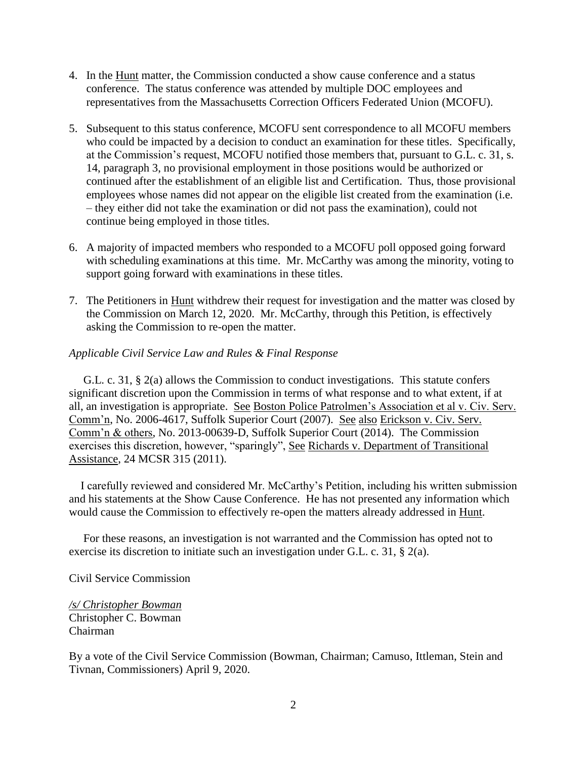4. In the Hunt matter, the Commission conducted a show cause conference and a status conference. The status conference was attended by multiple DOC employees and representatives from the Massachusetts Correction Officers Federated Union (MCOFU).

5. Subsequent to this status conference, MCOFU sent correspondence to all MCOFU members who could be impacted by a decision to conduct an examination for these titles. Specifically, at the Commission's request, MCOFU notified those members that, pursuant to G.L. c. 31, s. 14, paragraph 3, no provisional employment in those positions would be authorized or continued after the establishment of an eligible list and Certification. Thus, those provisional employees whose names did not appear on the eligible list created from the examination (i.e. – they either did not take the examination or did not pass the examination), could not continue being employed in those titles.

6. A majority of impacted members who responded to a MCOFU poll opposed going forward with scheduling examinations at this time. Mr. McCarthy was among the minority, voting to support going forward with examinations in these titles.

7. The Petitioners in Hunt withdrew their request for investigation and the matter was closed by the Commission on March 12, 2020. Mr. McCarthy, through this Petition, is effectively asking the Commission to re-open the matter.

*Applicable Civil Service Law and Rules & Final Response*

G.L. c. 31, § 2(a) allows the Commission to conduct investigations. This statute confers significant discretion upon the Commission in terms of what response and to what extent, if at all, an investigation is appropriate. See Boston Police Patrolmen's Association et al v. Civ. Serv. Comm'n, No. 2006-4617, Suffolk Superior Court (2007). See also Erickson v. Civ. Serv. Comm'n & others, No. 2013-00639-D, Suffolk Superior Court (2014). The Commission exercises this discretion, however, "sparingly", See Richards v. Department of Transitional Assistance, 24 MCSR 315 (2011).

I carefully reviewed and considered Mr. McCarthy's Petition, including his written submission and his statements at the Show Cause Conference. He has not presented any information which would cause the Commission to effectively re-open the matters already addressed in Hunt.

For these reasons, an investigation is not warranted and the Commission has opted not to exercise its discretion to initiate such an investigation under G.L. c. 31, § 2(a).

Civil Service Commission

*/s/ Christopher Bowman*
Christopher C. Bowman
Chairman

By a vote of the Civil Service Commission (Bowman, Chairman; Camuso, Ittleman, Stein and Tivnan, Commissioners) April 9, 2020.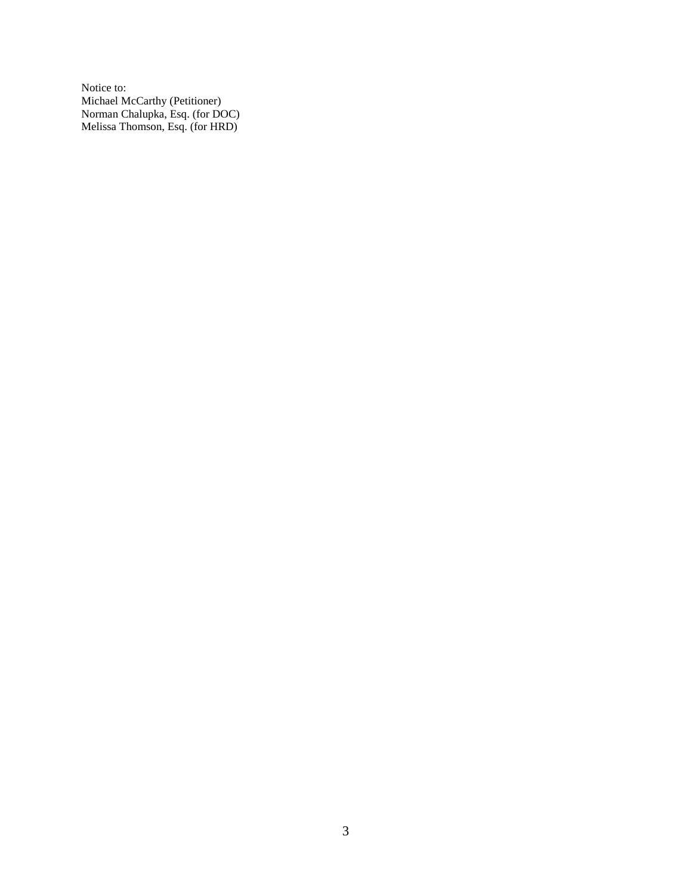Notice to:
Michael McCarthy (Petitioner)
Norman Chalupka, Esq. (for DOC)
Melissa Thomson, Esq. (for HRD)